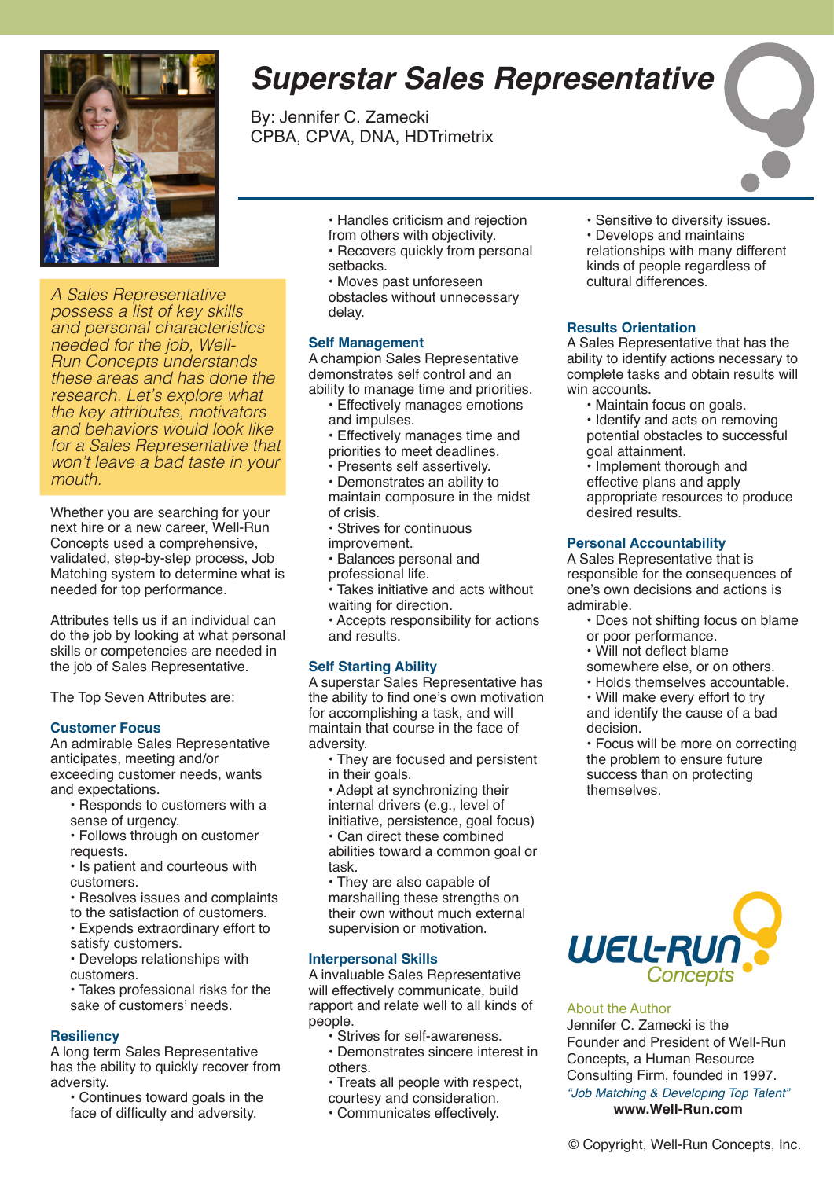# Superstar Sales Representative

By: Jennifer C. Zamecki
CPBA, CPVA, DNA, HDTrimetrix

*A Sales Representative possess a list of key skills and personal characteristics needed for the job, Well-Run Concepts understands these areas and has done the research. Let's explore what the key attributes, motivators and behaviors would look like for a Sales Representative that won't leave a bad taste in your mouth.*

Whether you are searching for your next hire or a new career, Well-Run Concepts used a comprehensive, validated, step-by-step process, Job Matching system to determine what is needed for top performance.

Attributes tells us if an individual can do the job by looking at what personal skills or competencies are needed in the job of Sales Representative.

The Top Seven Attributes are:

### Customer Focus

An admirable Sales Representative anticipates, meeting and/or exceeding customer needs, wants and expectations.

- Responds to customers with a sense of urgency.
- Follows through on customer requests.
- Is patient and courteous with customers.
- Resolves issues and complaints to the satisfaction of customers.
- Expends extraordinary effort to satisfy customers.
- Develops relationships with customers.
- Takes professional risks for the sake of customers' needs.

### Resiliency

A long term Sales Representative has the ability to quickly recover from adversity.

- Continues toward goals in the face of difficulty and adversity.
- Handles criticism and rejection from others with objectivity.
- Recovers quickly from personal setbacks.
- Moves past unforeseen obstacles without unnecessary delay.

### Self Management

A champion Sales Representative demonstrates self control and an ability to manage time and priorities.

- Effectively manages emotions and impulses.
- Effectively manages time and priorities to meet deadlines.
- Presents self assertively.
- Demonstrates an ability to maintain composure in the midst of crisis.
- Strives for continuous improvement.
- Balances personal and professional life.
- Takes initiative and acts without waiting for direction.
- Accepts responsibility for actions and results.

### Self Starting Ability

A superstar Sales Representative has the ability to find one's own motivation for accomplishing a task, and will maintain that course in the face of adversity.

- They are focused and persistent in their goals.
- Adept at synchronizing their internal drivers (e.g., level of initiative, persistence, goal focus)
- Can direct these combined abilities toward a common goal or task.
- They are also capable of marshalling these strengths on their own without much external supervision or motivation.

### Interpersonal Skills

A invaluable Sales Representative will effectively communicate, build rapport and relate well to all kinds of people.

- Strives for self-awareness.
- Demonstrates sincere interest in others.
- Treats all people with respect, courtesy and consideration.
- Communicates effectively.
- Sensitive to diversity issues.
- Develops and maintains relationships with many different kinds of people regardless of cultural differences.

### Results Orientation

A Sales Representative that has the ability to identify actions necessary to complete tasks and obtain results will win accounts.

- Maintain focus on goals.
- Identify and acts on removing potential obstacles to successful goal attainment.
- Implement thorough and effective plans and apply appropriate resources to produce desired results.

### Personal Accountability

A Sales Representative that is responsible for the consequences of one's own decisions and actions is admirable.

- Does not shifting focus on blame or poor performance.
- Will not deflect blame somewhere else, or on others.
- Holds themselves accountable.
- Will make every effort to try and identify the cause of a bad decision.
- Focus will be more on correcting the problem to ensure future success than on protecting themselves.

WELL-RUN Concepts

About the Author

Jennifer C. Zamecki is the Founder and President of Well-Run Concepts, a Human Resource Consulting Firm, founded in 1997.

*"Job Matching & Developing Top Talent"*

**www.Well-Run.com**

© Copyright, Well-Run Concepts, Inc.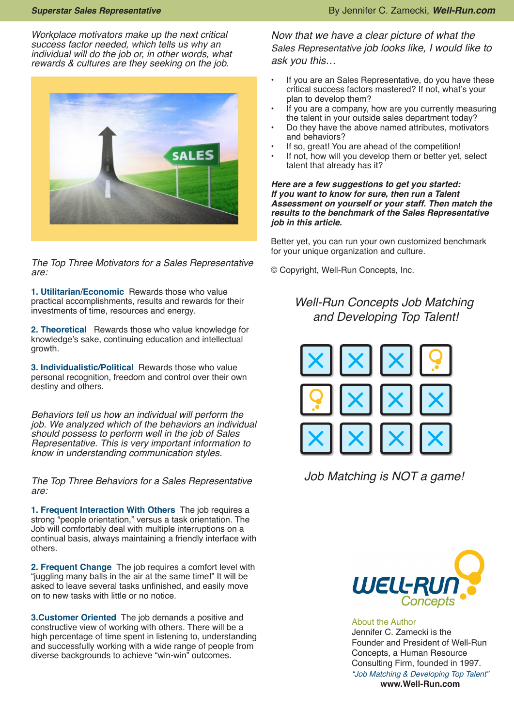*Workplace motivators make up the next critical success factor needed, which tells us why an individual will do the job or, in other words, what rewards & cultures are they seeking on the job.*

*The Top Three Motivators for a Sales Representative are:*

**1. Utilitarian/Economic** Rewards those who value practical accomplishments, results and rewards for their investments of time, resources and energy.

**2. Theoretical** Rewards those who value knowledge for knowledge's sake, continuing education and intellectual growth.

**3. Individualistic/Political** Rewards those who value personal recognition, freedom and control over their own destiny and others.

*Behaviors tell us how an individual will perform the job. We analyzed which of the behaviors an individual should possess to perform well in the job of Sales Representative. This is very important information to know in understanding communication styles.*

*The Top Three Behaviors for a Sales Representative are:*

**1. Frequent Interaction With Others** The job requires a strong "people orientation," versus a task orientation. The Job will comfortably deal with multiple interruptions on a continual basis, always maintaining a friendly interface with others.

**2. Frequent Change** The job requires a comfort level with "juggling many balls in the air at the same time!" It will be asked to leave several tasks unfinished, and easily move on to new tasks with little or no notice.

**3.Customer Oriented** The job demands a positive and constructive view of working with others. There will be a high percentage of time spent in listening to, understanding and successfully working with a wide range of people from diverse backgrounds to achieve "win-win" outcomes.

*Now that we have a clear picture of what the Sales Representative job looks like, I would like to ask you this…*

- If you are an Sales Representative, do you have these critical success factors mastered? If not, what's your plan to develop them?
- If you are a company, how are you currently measuring the talent in your outside sales department today?
- Do they have the above named attributes, motivators and behaviors?
- If so, great! You are ahead of the competition!
- If not, how will you develop them or better yet, select talent that already has it?

***Here are a few suggestions to get you started: If you want to know for sure, then run a Talent Assessment on yourself or your staff. Then match the results to the benchmark of the Sales Representative job in this article.***

Better yet, you can run your own customized benchmark for your unique organization and culture.

© Copyright, Well-Run Concepts, Inc.

*Well-Run Concepts Job Matching and Developing Top Talent!*

*Job Matching is NOT a game!*

WELL-RUN Concepts

About the Author

Jennifer C. Zamecki is the Founder and President of Well-Run Concepts, a Human Resource Consulting Firm, founded in 1997.

*"Job Matching & Developing Top Talent"*

**www.Well-Run.com**